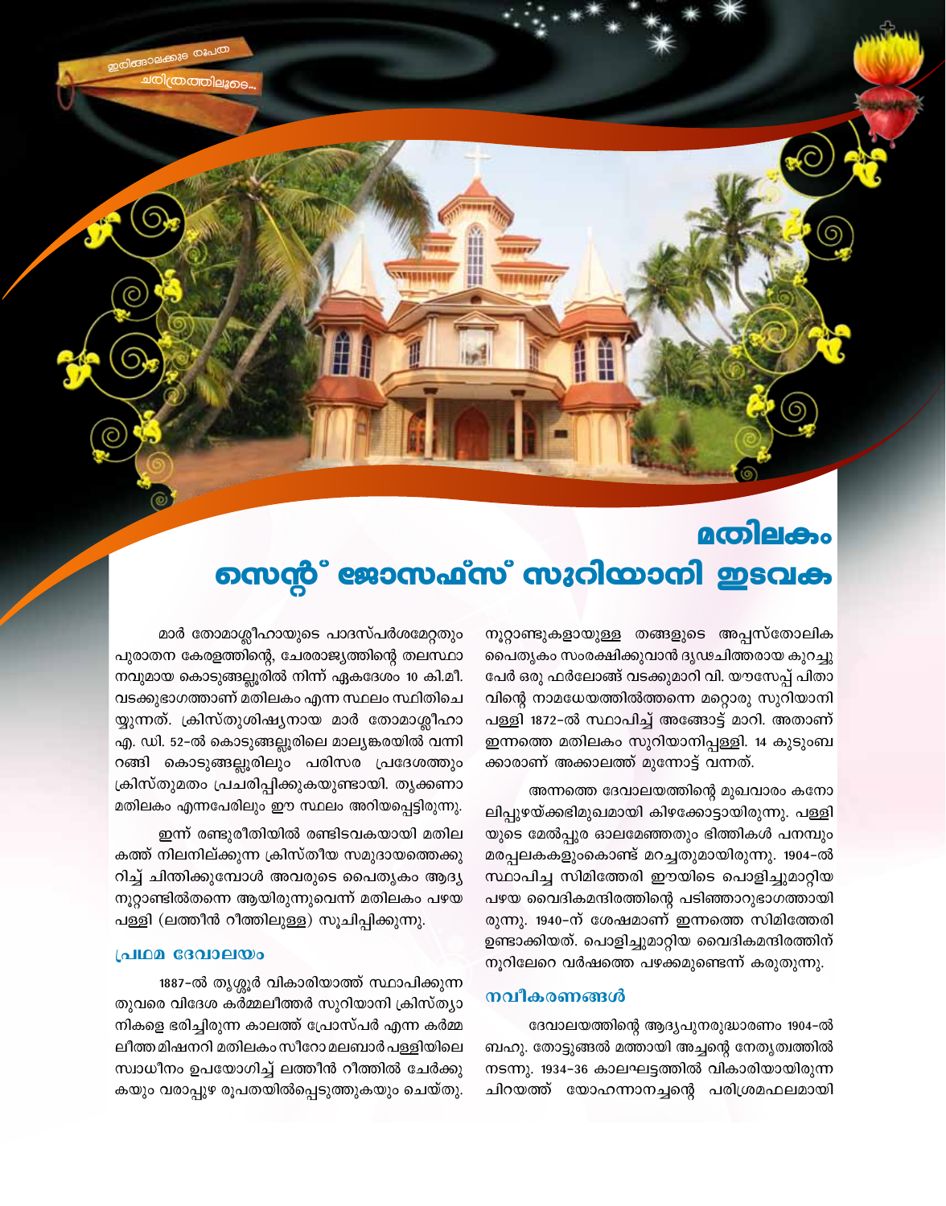ഇരിങ്ങാലക്കുട രൂപത ചരിത്രത്തിലൂടെ...

# മതിലകം
# സെന്റ് ജോസഫ്സ് സുറിയാനി ഇടവക

മാർ തോമാശ്ലീഹായുടെ പാദസ്പർശമേറ്റതും പുരാതന കേരളത്തിന്റെ, ചേരരാജ്യത്തിന്റെ തലസ്ഥാനവുമായ കൊടുങ്ങല്ലൂരിൽ നിന്ന് ഏകദേശം 10 കി.മീ. വടക്കുഭാഗത്താണ് മതിലകം എന്ന സ്ഥലം സ്ഥിതിചെയ്യുന്നത്. ക്രിസ്തുശിഷ്യനായ മാർ തോമാശ്ലീഹാ എ. ഡി. 52-ൽ കൊടുങ്ങല്ലൂരിലെ മാല്യങ്കരയിൽ വന്നിറങ്ങി കൊടുങ്ങല്ലൂരിലും പരിസര പ്രദേശത്തും ക്രിസ്തുമതം പ്രചരിപ്പിക്കുകയുണ്ടായി. തൃക്കണാമതിലകം എന്നപേരിലും ഈ സ്ഥലം അറിയപ്പെട്ടിരുന്നു.

ഇന്ന് രണ്ടുരീതിയിൽ രണ്ടിടവകയായി മതിലകത്ത് നിലനില്ക്കുന്ന ക്രിസ്തീയ സമുദായത്തെക്കുറിച്ച് ചിന്തിക്കുമ്പോൾ അവരുടെ പൈതൃകം ആദ്യ നൂറ്റാണ്ടിൽതന്നെ ആയിരുന്നുവെന്ന് മതിലകം പഴയ പള്ളി (ലത്തീൻ റീത്തിലുള്ള) സൂചിപ്പിക്കുന്നു.

## പ്രഥമ ദേവാലയം

1887-ൽ തൃശ്ശൂർ വികാരിയാത്ത് സ്ഥാപിക്കുന്നതുവരെ വിദേശ കർമ്മലീത്തർ സുറിയാനി ക്രിസ്ത്യാനികളെ ഭരിച്ചിരുന്ന കാലത്ത് പ്രോസ്പർ എന്ന കർമ്മലീത്ത മിഷനറി മതിലകം സീറോ മലബാർ പള്ളിയിലെ സ്വാധീനം ഉപയോഗിച്ച് ലത്തീൻ റീത്തിൽ ചേർക്കുകയും വരാപ്പുഴ രൂപതയിൽപ്പെടുത്തുകയും ചെയ്തു. നൂറ്റാണ്ടുകളായുള്ള തങ്ങളുടെ അപ്പസ്തോലിക പൈതൃകം സംരക്ഷിക്കുവാൻ ദൃഢചിത്തരായ കുറച്ചു പേർ ഒരു ഫർലോങ് വടക്കുമാറി വി. യൗസേപ്പ് പിതാവിന്റെ നാമധേയത്തിൽത്തന്നെ മറ്റൊരു സുറിയാനി പള്ളി 1872-ൽ സ്ഥാപിച്ച് അങ്ങോട്ട് മാറി. അതാണ് ഇന്നത്തെ മതിലകം സുറിയാനിപ്പള്ളി. 14 കുടുംബക്കാരാണ് അക്കാലത്ത് മുന്നോട്ട് വന്നത്.

അന്നത്തെ ദേവാലയത്തിന്റെ മുഖവാരം കനോലിപ്പുഴയ്ക്കഭിമുഖമായി കിഴക്കോട്ടായിരുന്നു. പള്ളിയുടെ മേൽപ്പുര ഓലമേഞ്ഞതും ഭിത്തികൾ പനമ്പും മരപ്പലകകളുംകൊണ്ട് മറച്ചതുമായിരുന്നു. 1904-ൽ സ്ഥാപിച്ച സിമിത്തേരി ഈയിടെ പൊളിച്ചുമാറ്റിയ പഴയ വൈദികമന്ദിരത്തിന്റെ പടിഞ്ഞാറുഭാഗത്തായിരുന്നു. 1940-ന് ശേഷമാണ് ഇന്നത്തെ സിമിത്തേരി ഉണ്ടാക്കിയത്. പൊളിച്ചുമാറ്റിയ വൈദികമന്ദിരത്തിന് നൂറിലേറെ വർഷത്തെ പഴക്കമുണ്ടെന്ന് കരുതുന്നു.

## നവീകരണങ്ങൾ

ദേവാലയത്തിന്റെ ആദ്യപുനരുദ്ധാരണം 1904-ൽ ബഹു. തോട്ടുങ്ങൽ മത്തായി അച്ചന്റെ നേതൃത്വത്തിൽ നടന്നു. 1934-36 കാലഘട്ടത്തിൽ വികാരിയായിരുന്ന ചിറയത്ത് യോഹന്നാനച്ചന്റെ പരിശ്രമഫലമായി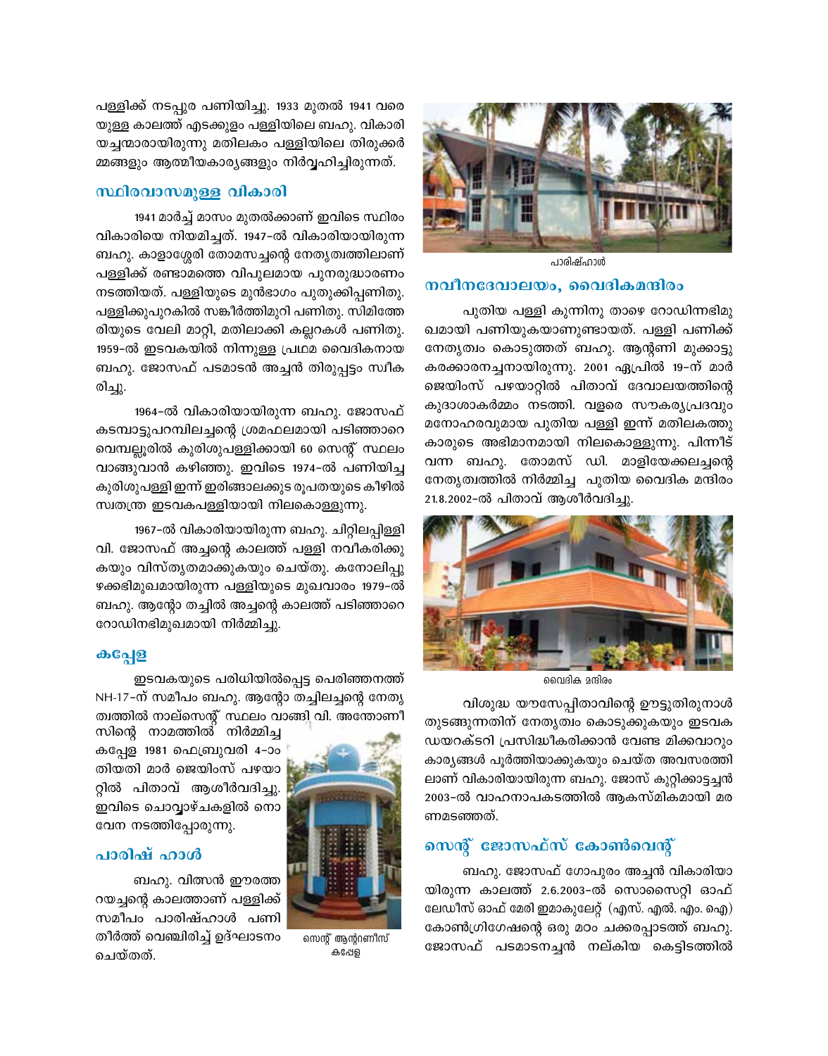പള്ളിക്ക് നടപ്പുര പണിയിച്ചു. 1933 മുതൽ 1941 വരെയുള്ള കാലത്ത് എടക്കുളം പള്ളിയിലെ ബഹു. വികാരിയച്ചന്മാരായിരുന്നു മതിലകം പള്ളിയിലെ തിരുക്കർമ്മങ്ങളും ആത്മീയകാര്യങ്ങളും നിർവ്വഹിച്ചിരുന്നത്.

## സ്ഥിരവാസമുള്ള വികാരി

1941 മാർച്ച് മാസം മുതൽക്കാണ് ഇവിടെ സ്ഥിരം വികാരിയെ നിയമിച്ചത്. 1947-ൽ വികാരിയായിരുന്ന ബഹു. കാളാശ്ശേരി തോമസച്ചന്റെ നേതൃത്വത്തിലാണ് പള്ളിക്ക് രണ്ടാമത്തെ വിപുലമായ പുനരുദ്ധാരണം നടത്തിയത്. പള്ളിയുടെ മുൻഭാഗം പുതുക്കിപ്പണിതു. പള്ളിക്കുപുറകിൽ സങ്കീർത്തിമുറി പണിതു. സിമിത്തേരിയുടെ വേലി മാറ്റി, മതിലാക്കി കല്ലറകൾ പണിതു. 1959-ൽ ഇടവകയിൽ നിന്നുള്ള പ്രഥമ വൈദികനായ ബഹു. ജോസഫ് പടമാടൻ അച്ചൻ തിരുപ്പട്ടം സ്വീകരിച്ചു.

1964-ൽ വികാരിയായിരുന്ന ബഹു. ജോസഫ് കടമ്പാട്ടുപറമ്പിലച്ചന്റെ ശ്രമഫലമായി പടിഞ്ഞാറെ വെമ്പല്ലൂരിൽ കുരിശുപള്ളിക്കായി 60 സെന്റ് സ്ഥലം വാങ്ങുവാൻ കഴിഞ്ഞു. ഇവിടെ 1974-ൽ പണിയിച്ച കുരിശുപള്ളി ഇന്ന് ഇരിങ്ങാലക്കുട രൂപതയുടെ കീഴിൽ സ്വതന്ത്ര ഇടവകപള്ളിയായി നിലകൊള്ളുന്നു.

1967-ൽ വികാരിയായിരുന്ന ബഹു. ചിറ്റിലപ്പിള്ളി വി. ജോസഫ് അച്ചന്റെ കാലത്ത് പള്ളി നവീകരിക്കുകയും വിസ്തൃതമാക്കുകയും ചെയ്തു. കനോലിപ്പുഴക്കഭിമുഖമായിരുന്ന പള്ളിയുടെ മുഖവാരം 1979-ൽ ബഹു. ആന്റോ തച്ചിൽ അച്ചന്റെ കാലത്ത് പടിഞ്ഞാറെ റോഡിനഭിമുഖമായി നിർമ്മിച്ചു.

## കപ്പേള

ഇടവകയുടെ പരിധിയിൽപ്പെട്ട പെരിഞ്ഞനത്ത് NH-17-ന് സമീപം ബഹു. ആന്റോ തച്ചിലച്ചന്റെ നേതൃത്വത്തിൽ നാല്സെന്റ് സ്ഥലം വാങ്ങി വി. അന്തോണീസിന്റെ നാമത്തിൽ നിർമ്മിച്ച കപ്പേള 1981 ഫെബ്രുവരി 4-ാം തിയതി മാർ ജെയിംസ് പഴയാറ്റിൽ പിതാവ് ആശീർവദിച്ചു. ഇവിടെ ചൊവ്വാഴ്ചകളിൽ നൊവേന നടത്തിപ്പോരുന്നു.

സെന്റ് ആന്റണീസ് കപ്പേള

## പാരിഷ് ഹാൾ

ബഹു. വിത്സൻ ഈരത്തറയച്ചന്റെ കാലത്താണ് പള്ളിക്ക് സമീപം പാരിഷ്ഹാൾ പണി തീർത്ത് വെഞ്ചിരിച്ച് ഉദ്ഘാടനം ചെയ്തത്.

പാരിഷ്ഹാൾ

## നവീനദേവാലയം, വൈദികമന്ദിരം

പുതിയ പള്ളി കുന്നിനു താഴെ റോഡിന്നഭിമുഖമായി പണിയുകയാണുണ്ടായത്. പള്ളി പണിക്ക് നേതൃത്വം കൊടുത്തത് ബഹു. ആന്റണി മുക്കാട്ടുകരക്കാരനച്ചനായിരുന്നു. 2001 ഏപ്രിൽ 19-ന് മാർ ജെയിംസ് പഴയാറ്റിൽ പിതാവ് ദേവാലയത്തിന്റെ കുദാശാകർമ്മം നടത്തി. വളരെ സൗകര്യപ്രദവും മനോഹരവുമായ പുതിയ പള്ളി ഇന്ന് മതിലകത്തുകാരുടെ അഭിമാനമായി നിലകൊള്ളുന്നു. പിന്നീട് വന്ന ബഹു. തോമസ് ഡി. മാളിയേക്കലച്ചന്റെ നേതൃത്വത്തിൽ നിർമ്മിച്ച പുതിയ വൈദിക മന്ദിരം 21.8.2002-ൽ പിതാവ് ആശീർവദിച്ചു.

വൈദിക മന്ദിരം

വിശുദ്ധ യൗസേപ്പിതാവിന്റെ ഊട്ടുതിരുനാൾ തുടങ്ങുന്നതിന് നേതൃത്വം കൊടുക്കുകയും ഇടവക ഡയറക്ടറി പ്രസിദ്ധീകരിക്കാൻ വേണ്ട മിക്കവാറും കാര്യങ്ങൾ പൂർത്തിയാക്കുകയും ചെയ്ത അവസരത്തിലാണ് വികാരിയായിരുന്ന ബഹു. ജോസ് കുറ്റിക്കാട്ടച്ചൻ 2003-ൽ വാഹനാപകടത്തിൽ ആകസ്മികമായി മരണമടഞ്ഞത്.

## സെന്റ് ജോസഫ്സ് കോൺവെന്റ്

ബഹു. ജോസഫ് ഗോപുരം അച്ചൻ വികാരിയായിരുന്ന കാലത്ത് 2.6.2003-ൽ സൊസൈറ്റി ഓഫ് ലേഡീസ് ഓഫ് മേരി ഇമാകുലേറ്റ് (എസ്. എൽ. എം. ഐ) കോൺഗ്രിഗേഷന്റെ ഒരു മഠം ചക്കരപ്പാടത്ത് ബഹു. ജോസഫ് പടമാടനച്ചൻ നല്കിയ കെട്ടിടത്തിൽ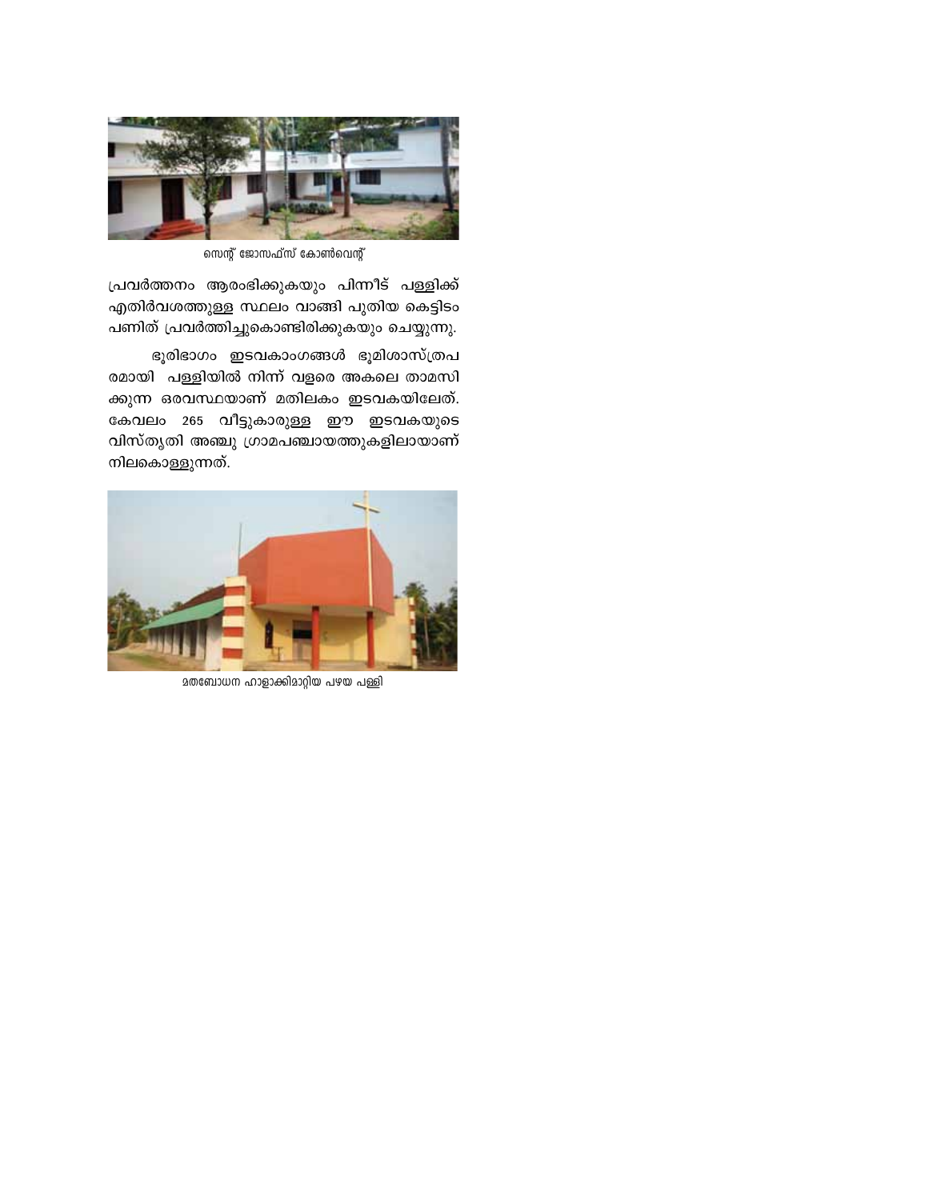സെന്റ് ജോസഫ്സ് കോൺവെന്റ്

പ്രവർത്തനം ആരംഭിക്കുകയും പിന്നീട് പള്ളിക്ക് എതിർവശത്തുള്ള സ്ഥലം വാങ്ങി പുതിയ കെട്ടിടം പണിത് പ്രവർത്തിച്ചുകൊണ്ടിരിക്കുകയും ചെയ്യുന്നു.

ഭൂരിഭാഗം ഇടവകാംഗങ്ങൾ ഭൂമിശാസ്ത്രപരമായി പള്ളിയിൽ നിന്ന് വളരെ അകലെ താമസിക്കുന്ന ഒരവസ്ഥയാണ് മതിലകം ഇടവകയിലേത്. കേവലം 265 വീട്ടുകാരുള്ള ഈ ഇടവകയുടെ വിസ്തൃതി അഞ്ചു ഗ്രാമപഞ്ചായത്തുകളിലായാണ് നിലകൊള്ളുന്നത്.

മതബോധന ഹാളാക്കിമാറ്റിയ പഴയ പള്ളി